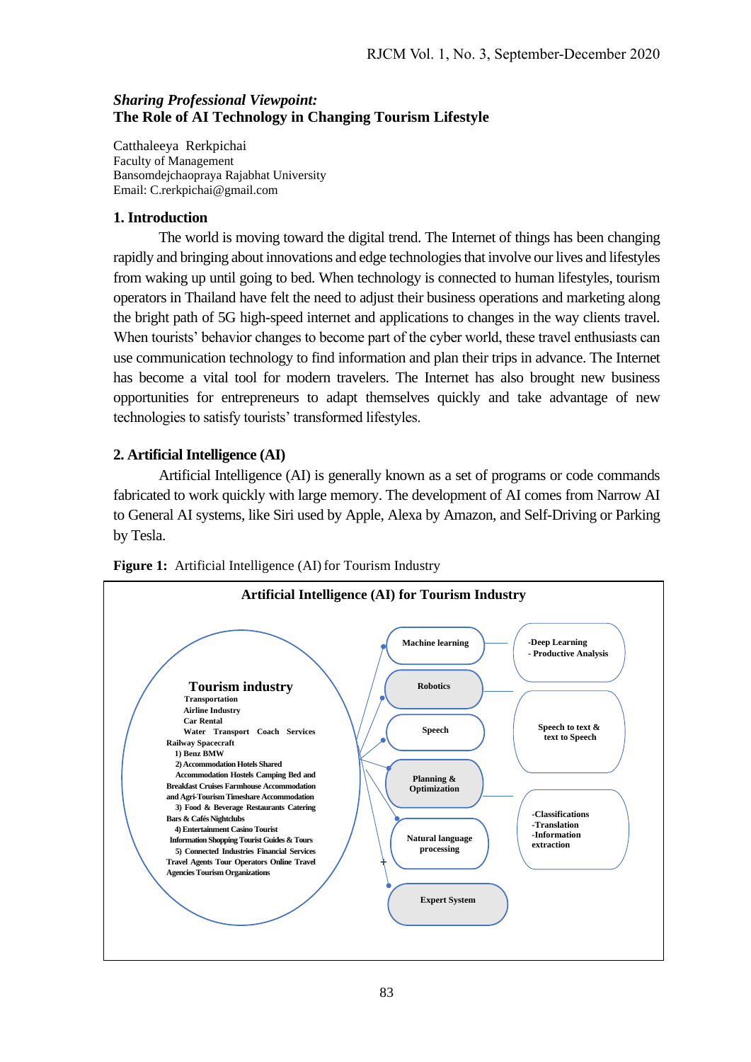*Sharing Professional Viewpoint:*
# The Role of AI Technology in Changing Tourism Lifestyle

Catthaleeya Rerkpichai
Faculty of Management
Bansomdejchaopraya Rajabhat University
Email: C.rerkpichai@gmail.com

## 1. Introduction

The world is moving toward the digital trend. The Internet of things has been changing rapidly and bringing about innovations and edge technologies that involve our lives and lifestyles from waking up until going to bed. When technology is connected to human lifestyles, tourism operators in Thailand have felt the need to adjust their business operations and marketing along the bright path of 5G high-speed internet and applications to changes in the way clients travel. When tourists' behavior changes to become part of the cyber world, these travel enthusiasts can use communication technology to find information and plan their trips in advance. The Internet has become a vital tool for modern travelers. The Internet has also brought new business opportunities for entrepreneurs to adapt themselves quickly and take advantage of new technologies to satisfy tourists' transformed lifestyles.

## 2. Artificial Intelligence (AI)

Artificial Intelligence (AI) is generally known as a set of programs or code commands fabricated to work quickly with large memory. The development of AI comes from Narrow AI to General AI systems, like Siri used by Apple, Alexa by Amazon, and Self-Driving or Parking by Tesla.

**Figure 1:** Artificial Intelligence (AI) for Tourism Industry

**Artificial Intelligence (AI) for Tourism Industry**

**Tourism industry**
Transportation
Airline Industry
Car Rental
Water Transport Coach Services
Railway Spacecraft
1) Benz BMW
2) Accommodation Hotels Shared Accommodation Hostels Camping Bed and Breakfast Cruises Farmhouse Accommodation and Agri-Tourism Timeshare Accommodation
3) Food & Beverage Restaurants Catering Bars & Cafés Nightclubs
4) Entertainment Casino Tourist Information Shopping Tourist Guides & Tours
5) Connected Industries Financial Services Travel Agents Tour Operators Online Travel Agencies Tourism Organizations

- Machine learning — -Deep Learning, - Productive Analysis
- Robotics
- Speech — Speech to text & text to Speech
- Planning & Optimization
- Natural language processing — -Classifications, -Translation, -Information extraction
- Expert System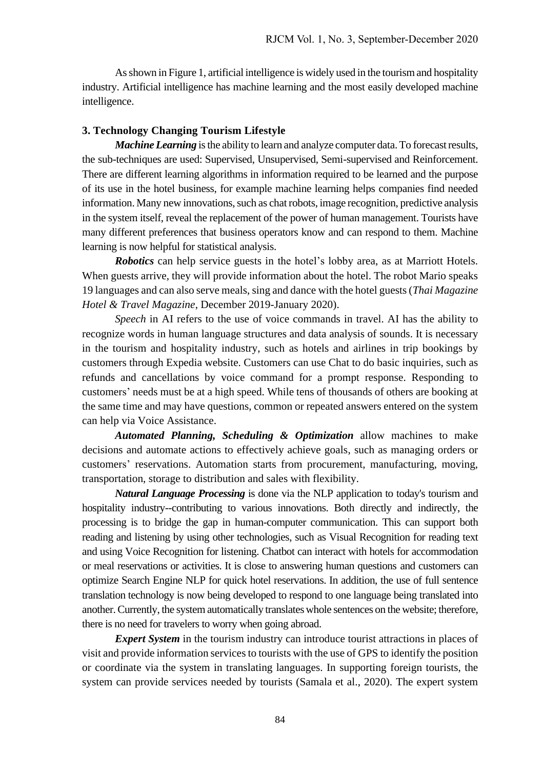As shown in Figure 1, artificial intelligence is widely used in the tourism and hospitality industry. Artificial intelligence has machine learning and the most easily developed machine intelligence.

### 3. Technology Changing Tourism Lifestyle

***Machine Learning*** is the ability to learn and analyze computer data. To forecast results, the sub-techniques are used: Supervised, Unsupervised, Semi-supervised and Reinforcement. There are different learning algorithms in information required to be learned and the purpose of its use in the hotel business, for example machine learning helps companies find needed information. Many new innovations, such as chat robots, image recognition, predictive analysis in the system itself, reveal the replacement of the power of human management. Tourists have many different preferences that business operators know and can respond to them. Machine learning is now helpful for statistical analysis.

***Robotics*** can help service guests in the hotel's lobby area, as at Marriott Hotels. When guests arrive, they will provide information about the hotel. The robot Mario speaks 19 languages and can also serve meals, sing and dance with the hotel guests (*Thai Magazine Hotel & Travel Magazine*, December 2019-January 2020).

*Speech* in AI refers to the use of voice commands in travel. AI has the ability to recognize words in human language structures and data analysis of sounds. It is necessary in the tourism and hospitality industry, such as hotels and airlines in trip bookings by customers through Expedia website. Customers can use Chat to do basic inquiries, such as refunds and cancellations by voice command for a prompt response. Responding to customers' needs must be at a high speed. While tens of thousands of others are booking at the same time and may have questions, common or repeated answers entered on the system can help via Voice Assistance.

***Automated Planning, Scheduling & Optimization*** allow machines to make decisions and automate actions to effectively achieve goals, such as managing orders or customers' reservations. Automation starts from procurement, manufacturing, moving, transportation, storage to distribution and sales with flexibility.

***Natural Language Processing*** is done via the NLP application to today's tourism and hospitality industry--contributing to various innovations. Both directly and indirectly, the processing is to bridge the gap in human-computer communication. This can support both reading and listening by using other technologies, such as Visual Recognition for reading text and using Voice Recognition for listening. Chatbot can interact with hotels for accommodation or meal reservations or activities. It is close to answering human questions and customers can optimize Search Engine NLP for quick hotel reservations. In addition, the use of full sentence translation technology is now being developed to respond to one language being translated into another. Currently, the system automatically translates whole sentences on the website; therefore, there is no need for travelers to worry when going abroad.

***Expert System*** in the tourism industry can introduce tourist attractions in places of visit and provide information services to tourists with the use of GPS to identify the position or coordinate via the system in translating languages. In supporting foreign tourists, the system can provide services needed by tourists (Samala et al., 2020). The expert system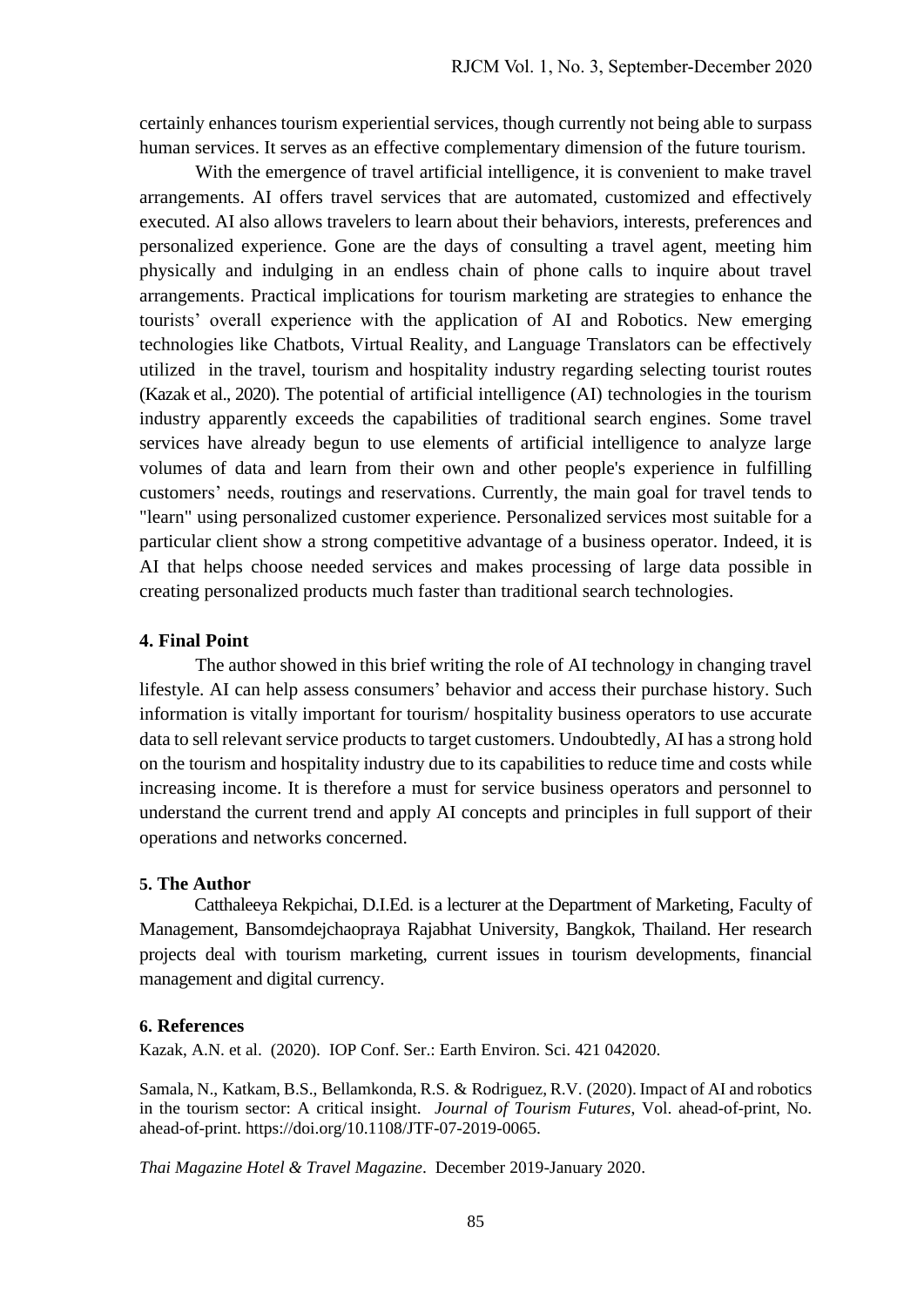certainly enhances tourism experiential services, though currently not being able to surpass human services. It serves as an effective complementary dimension of the future tourism.

With the emergence of travel artificial intelligence, it is convenient to make travel arrangements. AI offers travel services that are automated, customized and effectively executed. AI also allows travelers to learn about their behaviors, interests, preferences and personalized experience. Gone are the days of consulting a travel agent, meeting him physically and indulging in an endless chain of phone calls to inquire about travel arrangements. Practical implications for tourism marketing are strategies to enhance the tourists' overall experience with the application of AI and Robotics. New emerging technologies like Chatbots, Virtual Reality, and Language Translators can be effectively utilized in the travel, tourism and hospitality industry regarding selecting tourist routes (Kazak et al., 2020). The potential of artificial intelligence (AI) technologies in the tourism industry apparently exceeds the capabilities of traditional search engines. Some travel services have already begun to use elements of artificial intelligence to analyze large volumes of data and learn from their own and other people's experience in fulfilling customers' needs, routings and reservations. Currently, the main goal for travel tends to "learn" using personalized customer experience. Personalized services most suitable for a particular client show a strong competitive advantage of a business operator. Indeed, it is AI that helps choose needed services and makes processing of large data possible in creating personalized products much faster than traditional search technologies.

## 4. Final Point

The author showed in this brief writing the role of AI technology in changing travel lifestyle. AI can help assess consumers' behavior and access their purchase history. Such information is vitally important for tourism/ hospitality business operators to use accurate data to sell relevant service products to target customers. Undoubtedly, AI has a strong hold on the tourism and hospitality industry due to its capabilities to reduce time and costs while increasing income. It is therefore a must for service business operators and personnel to understand the current trend and apply AI concepts and principles in full support of their operations and networks concerned.

## 5. The Author

Catthaleeya Rekpichai, D.I.Ed. is a lecturer at the Department of Marketing, Faculty of Management, Bansomdejchaopraya Rajabhat University, Bangkok, Thailand. Her research projects deal with tourism marketing, current issues in tourism developments, financial management and digital currency.

## 6. References

Kazak, A.N. et al. (2020). IOP Conf. Ser.: Earth Environ. Sci. 421 042020.

Samala, N., Katkam, B.S., Bellamkonda, R.S. & Rodriguez, R.V. (2020). Impact of AI and robotics in the tourism sector: A critical insight. *Journal of Tourism Futures*, Vol. ahead-of-print, No. ahead-of-print. https://doi.org/10.1108/JTF-07-2019-0065.

*Thai Magazine Hotel & Travel Magazine*. December 2019-January 2020.